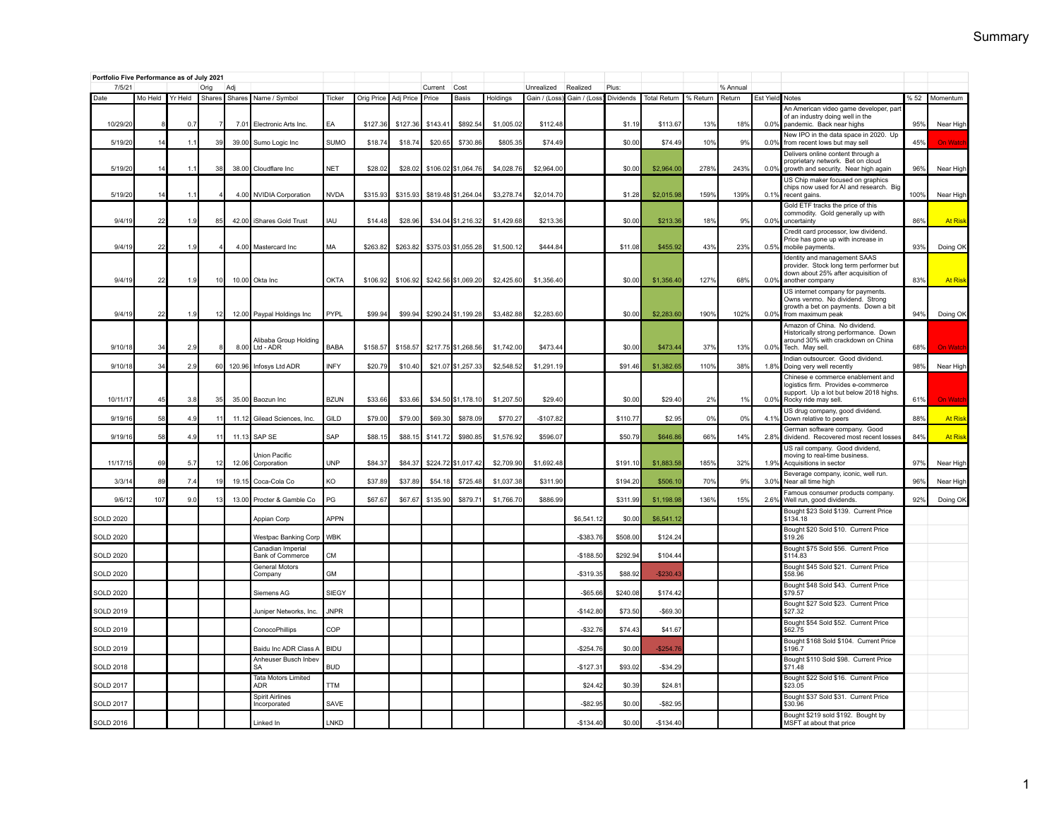## Summary

**Portfolio Five Performance as of July 2021**

7/5/21

| Date | Mo Held | Yr Held | Orig Shares | Adj Shares | Name / Symbol | Ticker | Orig Price | Adj Price | Current Price | Cost Basis | Holdings | Unrealized Gain / (Loss) | Realized Gain / (Loss) | Plus: Dividends | Total Return | % Return | % Annual Return | Est Yield | Notes | % 52 | Momentum |
|---|---|---|---|---|---|---|---|---|---|---|---|---|---|---|---|---|---|---|---|---|---|
| 10/29/20 | 8 | 0.7 | 7 | 7.01 | Electronic Arts Inc. | EA | $127.36 | $127.36 | $143.41 | $892.54 | $1,005.02 | $112.48 | | $1.19 | $113.67 | 13% | 18% | 0.0% | An American video game developer, part of an industry doing well in the pandemic. Back near highs | 95% | Near High |
| 5/19/20 | 14 | 1.1 | 39 | 39.00 | Sumo Logic Inc | SUMO | $18.74 | $18.74 | $20.65 | $730.86 | $805.35 | $74.49 | | $0.00 | $74.49 | 10% | 9% | 0.0% | New IPO in the data space in 2020. Up from recent lows but may sell | 45% | On Watch |
| 5/19/20 | 14 | 1.1 | 38 | 38.00 | Cloudflare Inc | NET | $28.02 | $28.02 | $106.02 | $1,064.76 | $4,028.76 | $2,964.00 | | $0.00 | $2,964.00 | 278% | 243% | 0.0% | Delivers online content through a proprietary network. Bet on cloud growth and security. Near high again | 96% | Near High |
| 5/19/20 | 14 | 1.1 | 4 | 4.00 | NVIDIA Corporation | NVDA | $315.93 | $315.93 | $819.48 | $1,264.04 | $3,278.74 | $2,014.70 | | $1.28 | $2,015.98 | 159% | 139% | 0.1% | US Chip maker focused on graphics chips now used for AI and research. Big recent gains. | 100% | Near High |
| 9/4/19 | 22 | 1.9 | 85 | 42.00 | iShares Gold Trust | IAU | $14.48 | $28.96 | $34.04 | $1,216.32 | $1,429.68 | $213.36 | | $0.00 | $213.36 | 18% | 9% | 0.0% | Gold ETF tracks the price of this commodity. Gold generally up with uncertainty | 86% | At Risk |
| 9/4/19 | 22 | 1.9 | 4 | 4.00 | Mastercard Inc | MA | $263.82 | $263.82 | $375.03 | $1,055.28 | $1,500.12 | $444.84 | | $11.08 | $455.92 | 43% | 23% | 0.5% | Credit card processor, low dividend. Price has gone up with increase in mobile payments. | 93% | Doing OK |
| 9/4/19 | 22 | 1.9 | 10 | 10.00 | Okta Inc | OKTA | $106.92 | $106.92 | $242.56 | $1,069.20 | $2,425.60 | $1,356.40 | | $0.00 | $1,356.40 | 127% | 68% | 0.0% | Identity and management SAAS provider. Stock long term performer but down about 25% after acquisition of another company | 83% | At Risk |
| 9/4/19 | 22 | 1.9 | 12 | 12.00 | Paypal Holdings Inc | PYPL | $99.94 | $99.94 | $290.24 | $1,199.28 | $3,482.88 | $2,283.60 | | $0.00 | $2,283.60 | 190% | 102% | 0.0% | US internet company for payments. Owns venmo. No dividend. Strong growth a bet on payments. Down a bit from maximum peak | 94% | Doing OK |
| 9/10/18 | 34 | 2.9 | 8 | 8.00 | Alibaba Group Holding Ltd - ADR | BABA | $158.57 | $158.57 | $217.75 | $1,268.56 | $1,742.00 | $473.44 | | $0.00 | $473.44 | 37% | 13% | 0.0% | Amazon of China. No dividend. Historically strong performance. Down around 30% with crackdown on China Tech. May sell. | 68% | On Watch |
| 9/10/18 | 34 | 2.9 | 60 | 120.96 | Infosys Ltd ADR | INFY | $20.79 | $10.40 | $21.07 | $1,257.33 | $2,548.52 | $1,291.19 | | $91.46 | $1,382.65 | 110% | 38% | 1.8% | Indian outsourcer. Good dividend. Doing very well recently | 98% | Near High |
| 10/11/17 | 45 | 3.8 | 35 | 35.00 | Baozun Inc | BZUN | $33.66 | $33.66 | $34.50 | $1,178.10 | $1,207.50 | $29.40 | | $0.00 | $29.40 | 2% | 1% | 0.0% | Chinese e commerce enablement and logistics firm. Provides e-commerce support. Up a lot but below 2018 highs. Rocky ride may sell. | 61% | On Watch |
| 9/19/16 | 58 | 4.9 | 11 | 11.12 | Gilead Sciences, Inc. | GILD | $79.00 | $79.00 | $69.30 | $878.09 | $770.27 | -$107.82 | | $110.77 | $2.95 | 0% | 0% | 4.1% | US drug company, good dividend. Down relative to peers | 88% | At Risk |
| 9/19/16 | 58 | 4.9 | 11 | 11.13 | SAP SE | SAP | $88.15 | $88.15 | $141.72 | $980.85 | $1,576.92 | $596.07 | | $50.79 | $646.86 | 66% | 14% | 2.8% | German software company. Good dividend. Recovered most recent losses | 84% | At Risk |
| 11/17/15 | 69 | 5.7 | 12 | 12.06 | Union Pacific Corporation | UNP | $84.37 | $84.37 | $224.72 | $1,017.42 | $2,709.90 | $1,692.48 | | $191.10 | $1,883.58 | 185% | 32% | 1.9% | US rail company. Good dividend, moving to real-time business. Acquisitions in sector | 97% | Near High |
| 3/3/14 | 89 | 7.4 | 19 | 19.15 | Coca-Cola Co | KO | $37.89 | $37.89 | $54.18 | $725.48 | $1,037.38 | $311.90 | | $194.20 | $506.10 | 70% | 9% | 3.0% | Beverage company, iconic, well run. Near all time high | 96% | Near High |
| 9/6/12 | 107 | 9.0 | 13 | 13.00 | Procter & Gamble Co | PG | $67.67 | $67.67 | $135.90 | $879.71 | $1,766.70 | $886.99 | | $311.99 | $1,198.98 | 136% | 15% | 2.6% | Famous consumer products company. Well run, good dividends. | 92% | Doing OK |
| SOLD 2020 | | | | | Appian Corp | APPN | | | | | | | $6,541.12 | $0.00 | $6,541.12 | | | | Bought $23 Sold $139. Current Price $134.18 | | |
| SOLD 2020 | | | | | Westpac Banking Corp | WBK | | | | | | | -$383.76 | $508.00 | $124.24 | | | | Bought $20 Sold $10. Current Price $19.26 | | |
| SOLD 2020 | | | | | Canadian Imperial Bank of Commerce | CM | | | | | | | -$188.50 | $292.94 | $104.44 | | | | Bought $75 Sold $56. Current Price $114.83 | | |
| SOLD 2020 | | | | | General Motors Company | GM | | | | | | | -$319.35 | $88.92 | -$230.43 | | | | Bought $45 Sold $21. Current Price $58.96 | | |
| SOLD 2020 | | | | | Siemens AG | SIEGY | | | | | | | -$65.66 | $240.08 | $174.42 | | | | Bought $48 Sold $43. Current Price $79.57 | | |
| SOLD 2019 | | | | | Juniper Networks, Inc. | JNPR | | | | | | | -$142.80 | $73.50 | -$69.30 | | | | Bought $27 Sold $23. Current Price $27.32 | | |
| SOLD 2019 | | | | | ConocoPhillips | COP | | | | | | | -$32.76 | $74.43 | $41.67 | | | | Bought $54 Sold $52. Current Price $62.75 | | |
| SOLD 2019 | | | | | Baidu Inc ADR Class A | BIDU | | | | | | | -$254.76 | $0.00 | -$254.76 | | | | Bought $168 Sold $104. Current Price $196.7 | | |
| SOLD 2018 | | | | | Anheuser Busch Inbev SA | BUD | | | | | | | -$127.31 | $93.02 | -$34.29 | | | | Bought $110 Sold $98. Current Price $71.48 | | |
| SOLD 2017 | | | | | Tata Motors Limited ADR | TTM | | | | | | | $24.42 | $0.39 | $24.81 | | | | Bought $22 Sold $16. Current Price $23.05 | | |
| SOLD 2017 | | | | | Spirit Airlines Incorporated | SAVE | | | | | | | -$82.95 | $0.00 | -$82.95 | | | | Bought $37 Sold $31. Current Price $30.96 | | |
| SOLD 2016 | | | | | Linked In | LNKD | | | | | | | -$134.40 | $0.00 | -$134.40 | | | | Bought $219 sold $192. Bought by MSFT at about that price | | |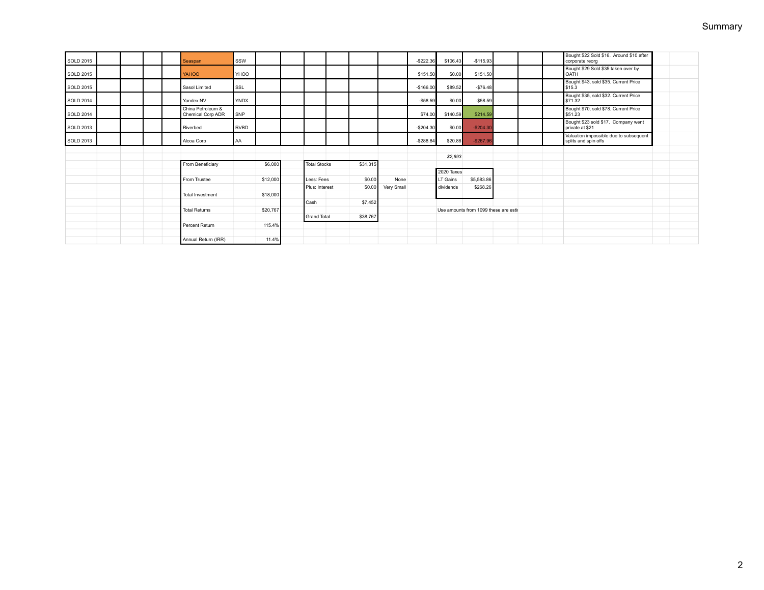| | | | | | | | | | | | | | | | | | | | |
|---|---|---|---|---|---|---|---|---|---|---|---|---|---|---|---|---|---|---|---|
| SOLD 2015 | | | | Seaspan | SSW | | | | | | | -$222.36 | $106.43 | -$115.93 | | | | Bought $22 Sold $16. Around $10 after corporate reorg | |
| SOLD 2015 | | | | YAHOO | YHOO | | | | | | | $151.50 | $0.00 | $151.50 | | | | Bought $29 Sold $35 taken over by OATH | |
| SOLD 2015 | | | | Sasol Limited | SSL | | | | | | | -$166.00 | $89.52 | -$76.48 | | | | Bought $43, sold $35. Current Price $15.3 | |
| SOLD 2014 | | | | Yandex NV | YNDX | | | | | | | -$58.59 | $0.00 | -$58.59 | | | | Bought $35, sold $32. Current Price $71.32 | |
| SOLD 2014 | | | | China Petroleum & Chemical Corp ADR | SNP | | | | | | | $74.00 | $140.59 | $214.59 | | | | Bought $70, sold $78. Current Price $51.23 | |
| SOLD 2013 | | | | Riverbed | RVBD | | | | | | | -$204.30 | $0.00 | -$204.30 | | | | Bought $23 sold $17. Company went private at $21 | |
| SOLD 2013 | | | | Alcoa Corp | AA | | | | | | | -$288.84 | $20.88 | -$267.96 | | | | Valuation impossible due to subsequent splits and spin offs | |

*$2,693*

| | |
|---|---|
| From Beneficiary | $6,000 |
| From Trustee | $12,000 |
| Total Investment | $18,000 |
| Total Returns | $20,767 |
| Percent Return | 115.4% |
| Annual Return (IRR) | 11.4% |

| | | |
|---|---|---|
| Total Stocks | $31,315 | |
| Less: Fees | $0.00 | None |
| Plus: Interest | $0.00 | Very Small |
| Cash | $7,452 | |
| Grand Total | $38,767 | |

| 2020 Taxes | |
|---|---|
| LT Gains | $5,583.86 |
| dividends | $268.26 |

Use amounts from 1099 these are esti